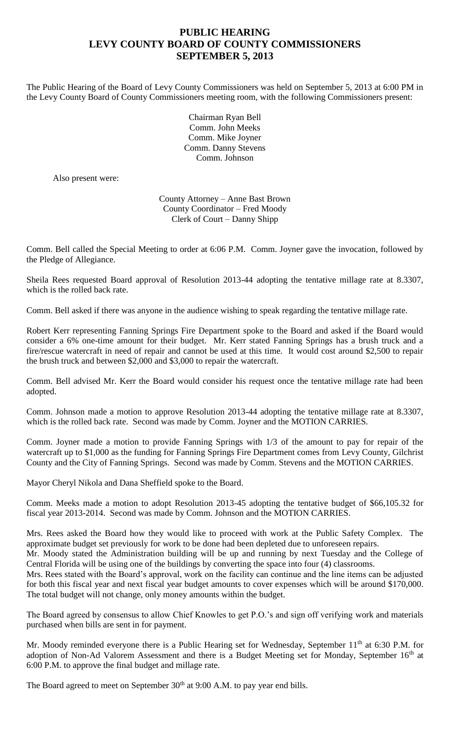# PUBLIC HEARING
# LEVY COUNTY BOARD OF COUNTY COMMISSIONERS
# SEPTEMBER 5, 2013

The Public Hearing of the Board of Levy County Commissioners was held on September 5, 2013 at 6:00 PM in the Levy County Board of County Commissioners meeting room, with the following Commissioners present:

Chairman Ryan Bell
Comm. John Meeks
Comm. Mike Joyner
Comm. Danny Stevens
Comm. Johnson

Also present were:

County Attorney – Anne Bast Brown
County Coordinator – Fred Moody
Clerk of Court – Danny Shipp

Comm. Bell called the Special Meeting to order at 6:06 P.M. Comm. Joyner gave the invocation, followed by the Pledge of Allegiance.

Sheila Rees requested Board approval of Resolution 2013-44 adopting the tentative millage rate at 8.3307, which is the rolled back rate.

Comm. Bell asked if there was anyone in the audience wishing to speak regarding the tentative millage rate.

Robert Kerr representing Fanning Springs Fire Department spoke to the Board and asked if the Board would consider a 6% one-time amount for their budget. Mr. Kerr stated Fanning Springs has a brush truck and a fire/rescue watercraft in need of repair and cannot be used at this time. It would cost around $2,500 to repair the brush truck and between $2,000 and $3,000 to repair the watercraft.

Comm. Bell advised Mr. Kerr the Board would consider his request once the tentative millage rate had been adopted.

Comm. Johnson made a motion to approve Resolution 2013-44 adopting the tentative millage rate at 8.3307, which is the rolled back rate. Second was made by Comm. Joyner and the MOTION CARRIES.

Comm. Joyner made a motion to provide Fanning Springs with 1/3 of the amount to pay for repair of the watercraft up to $1,000 as the funding for Fanning Springs Fire Department comes from Levy County, Gilchrist County and the City of Fanning Springs. Second was made by Comm. Stevens and the MOTION CARRIES.

Mayor Cheryl Nikola and Dana Sheffield spoke to the Board.

Comm. Meeks made a motion to adopt Resolution 2013-45 adopting the tentative budget of $66,105.32 for fiscal year 2013-2014. Second was made by Comm. Johnson and the MOTION CARRIES.

Mrs. Rees asked the Board how they would like to proceed with work at the Public Safety Complex. The approximate budget set previously for work to be done had been depleted due to unforeseen repairs.
Mr. Moody stated the Administration building will be up and running by next Tuesday and the College of Central Florida will be using one of the buildings by converting the space into four (4) classrooms.
Mrs. Rees stated with the Board's approval, work on the facility can continue and the line items can be adjusted for both this fiscal year and next fiscal year budget amounts to cover expenses which will be around $170,000. The total budget will not change, only money amounts within the budget.

The Board agreed by consensus to allow Chief Knowles to get P.O.'s and sign off verifying work and materials purchased when bills are sent in for payment.

Mr. Moody reminded everyone there is a Public Hearing set for Wednesday, September 11th at 6:30 P.M. for adoption of Non-Ad Valorem Assessment and there is a Budget Meeting set for Monday, September 16th at 6:00 P.M. to approve the final budget and millage rate.

The Board agreed to meet on September 30th at 9:00 A.M. to pay year end bills.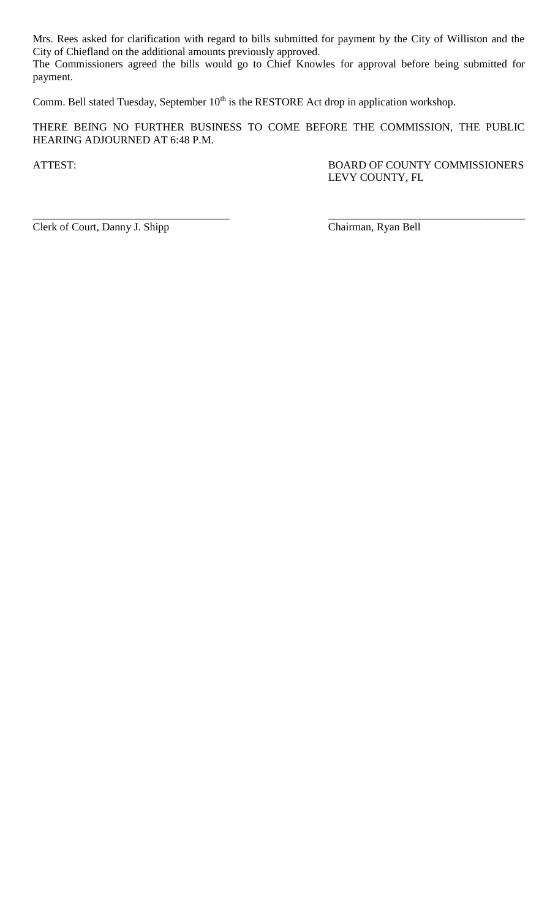Mrs. Rees asked for clarification with regard to bills submitted for payment by the City of Williston and the City of Chiefland on the additional amounts previously approved.
The Commissioners agreed the bills would go to Chief Knowles for approval before being submitted for payment.

Comm. Bell stated Tuesday, September 10th is the RESTORE Act drop in application workshop.

THERE BEING NO FURTHER BUSINESS TO COME BEFORE THE COMMISSION, THE PUBLIC HEARING ADJOURNED AT 6:48 P.M.

ATTEST:

BOARD OF COUNTY COMMISSIONERS
LEVY COUNTY, FL

_____________________________________
Clerk of Court, Danny J. Shipp

_____________________________________
Chairman, Ryan Bell